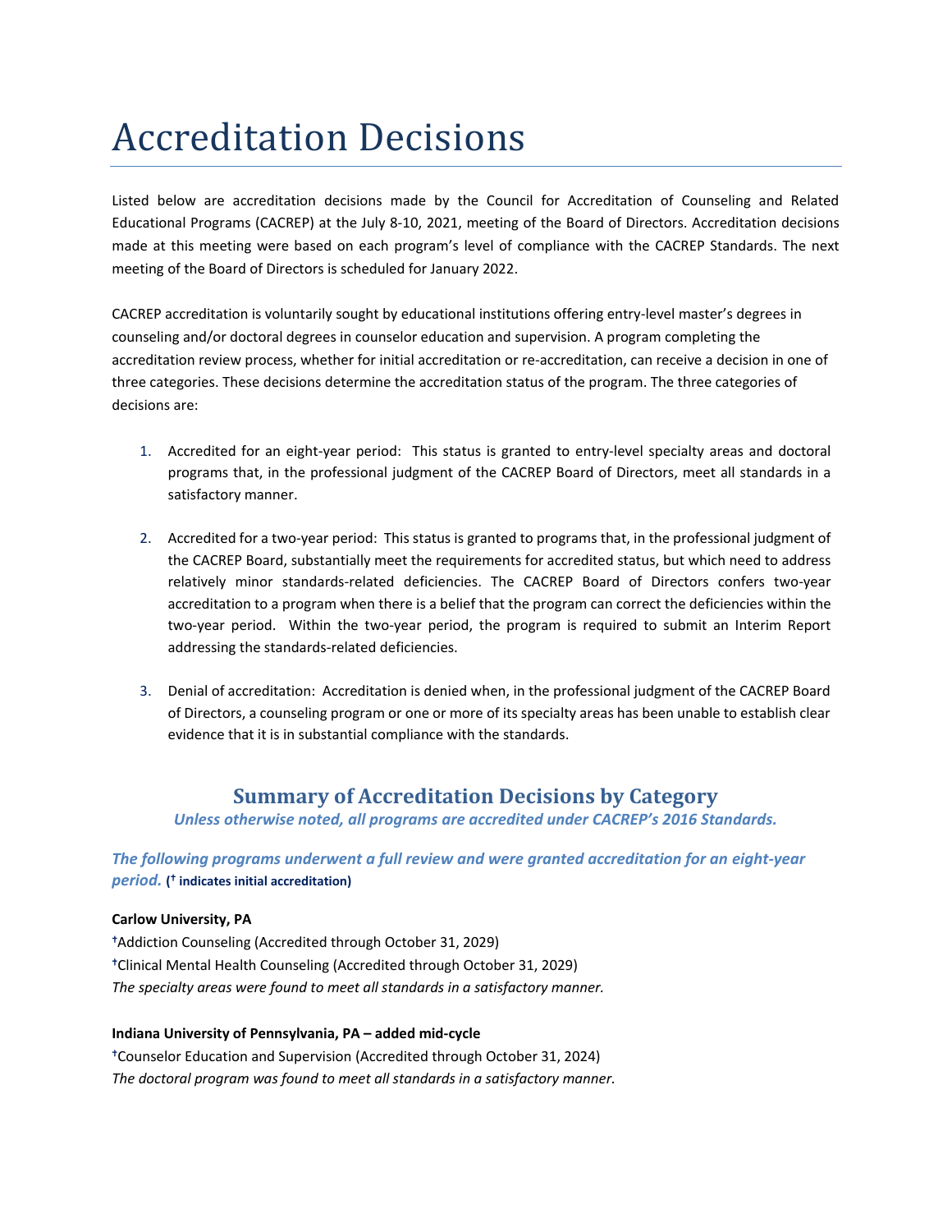# Accreditation Decisions

Listed below are accreditation decisions made by the Council for Accreditation of Counseling and Related Educational Programs (CACREP) at the July 8-10, 2021, meeting of the Board of Directors. Accreditation decisions made at this meeting were based on each program's level of compliance with the CACREP Standards. The next meeting of the Board of Directors is scheduled for January 2022.

CACREP accreditation is voluntarily sought by educational institutions offering entry-level master's degrees in counseling and/or doctoral degrees in counselor education and supervision. A program completing the accreditation review process, whether for initial accreditation or re-accreditation, can receive a decision in one of three categories. These decisions determine the accreditation status of the program. The three categories of decisions are:

1. Accredited for an eight-year period: This status is granted to entry-level specialty areas and doctoral programs that, in the professional judgment of the CACREP Board of Directors, meet all standards in a satisfactory manner.

2. Accredited for a two-year period: This status is granted to programs that, in the professional judgment of the CACREP Board, substantially meet the requirements for accredited status, but which need to address relatively minor standards-related deficiencies. The CACREP Board of Directors confers two-year accreditation to a program when there is a belief that the program can correct the deficiencies within the two-year period. Within the two-year period, the program is required to submit an Interim Report addressing the standards-related deficiencies.

3. Denial of accreditation: Accreditation is denied when, in the professional judgment of the CACREP Board of Directors, a counseling program or one or more of its specialty areas has been unable to establish clear evidence that it is in substantial compliance with the standards.

## Summary of Accreditation Decisions by Category

***Unless otherwise noted, all programs are accredited under CACREP's 2016 Standards.***

### *The following programs underwent a full review and were granted accreditation for an eight-year period.* **(† indicates initial accreditation)**

**Carlow University, PA**

†Addiction Counseling (Accredited through October 31, 2029)
†Clinical Mental Health Counseling (Accredited through October 31, 2029)
*The specialty areas were found to meet all standards in a satisfactory manner.*

**Indiana University of Pennsylvania, PA – added mid-cycle**

†Counselor Education and Supervision (Accredited through October 31, 2024)
*The doctoral program was found to meet all standards in a satisfactory manner.*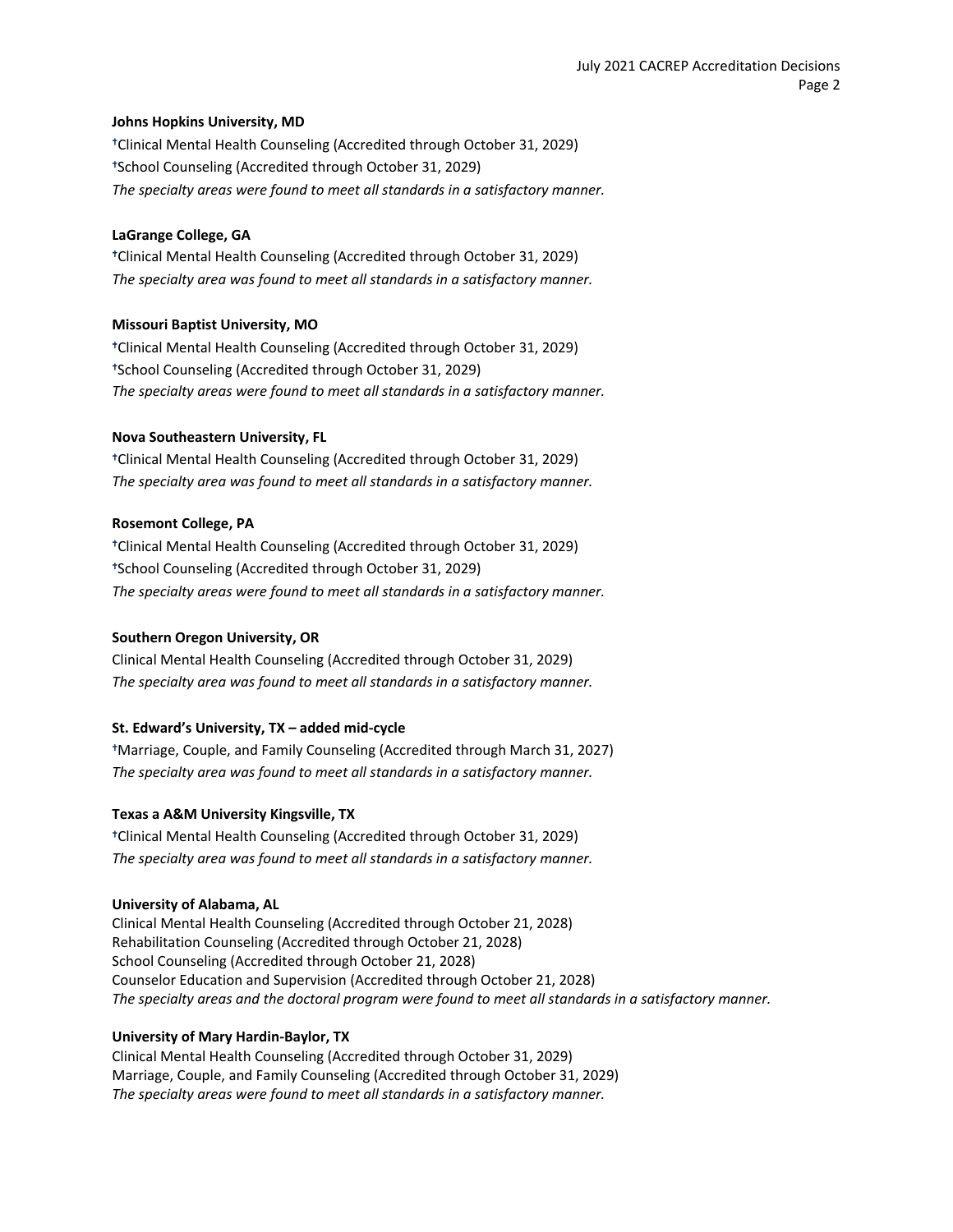**Johns Hopkins University, MD**

†Clinical Mental Health Counseling (Accredited through October 31, 2029)
†School Counseling (Accredited through October 31, 2029)
*The specialty areas were found to meet all standards in a satisfactory manner.*

**LaGrange College, GA**

†Clinical Mental Health Counseling (Accredited through October 31, 2029)
*The specialty area was found to meet all standards in a satisfactory manner.*

**Missouri Baptist University, MO**

†Clinical Mental Health Counseling (Accredited through October 31, 2029)
†School Counseling (Accredited through October 31, 2029)
*The specialty areas were found to meet all standards in a satisfactory manner.*

**Nova Southeastern University, FL**

†Clinical Mental Health Counseling (Accredited through October 31, 2029)
*The specialty area was found to meet all standards in a satisfactory manner.*

**Rosemont College, PA**

†Clinical Mental Health Counseling (Accredited through October 31, 2029)
†School Counseling (Accredited through October 31, 2029)
*The specialty areas were found to meet all standards in a satisfactory manner.*

**Southern Oregon University, OR**

Clinical Mental Health Counseling (Accredited through October 31, 2029)
*The specialty area was found to meet all standards in a satisfactory manner.*

**St. Edward's University, TX – added mid-cycle**

†Marriage, Couple, and Family Counseling (Accredited through March 31, 2027)
*The specialty area was found to meet all standards in a satisfactory manner.*

**Texas a A&M University Kingsville, TX**

†Clinical Mental Health Counseling (Accredited through October 31, 2029)
*The specialty area was found to meet all standards in a satisfactory manner.*

**University of Alabama, AL**

Clinical Mental Health Counseling (Accredited through October 21, 2028)
Rehabilitation Counseling (Accredited through October 21, 2028)
School Counseling (Accredited through October 21, 2028)
Counselor Education and Supervision (Accredited through October 21, 2028)
*The specialty areas and the doctoral program were found to meet all standards in a satisfactory manner.*

**University of Mary Hardin-Baylor, TX**

Clinical Mental Health Counseling (Accredited through October 31, 2029)
Marriage, Couple, and Family Counseling (Accredited through October 31, 2029)
*The specialty areas were found to meet all standards in a satisfactory manner.*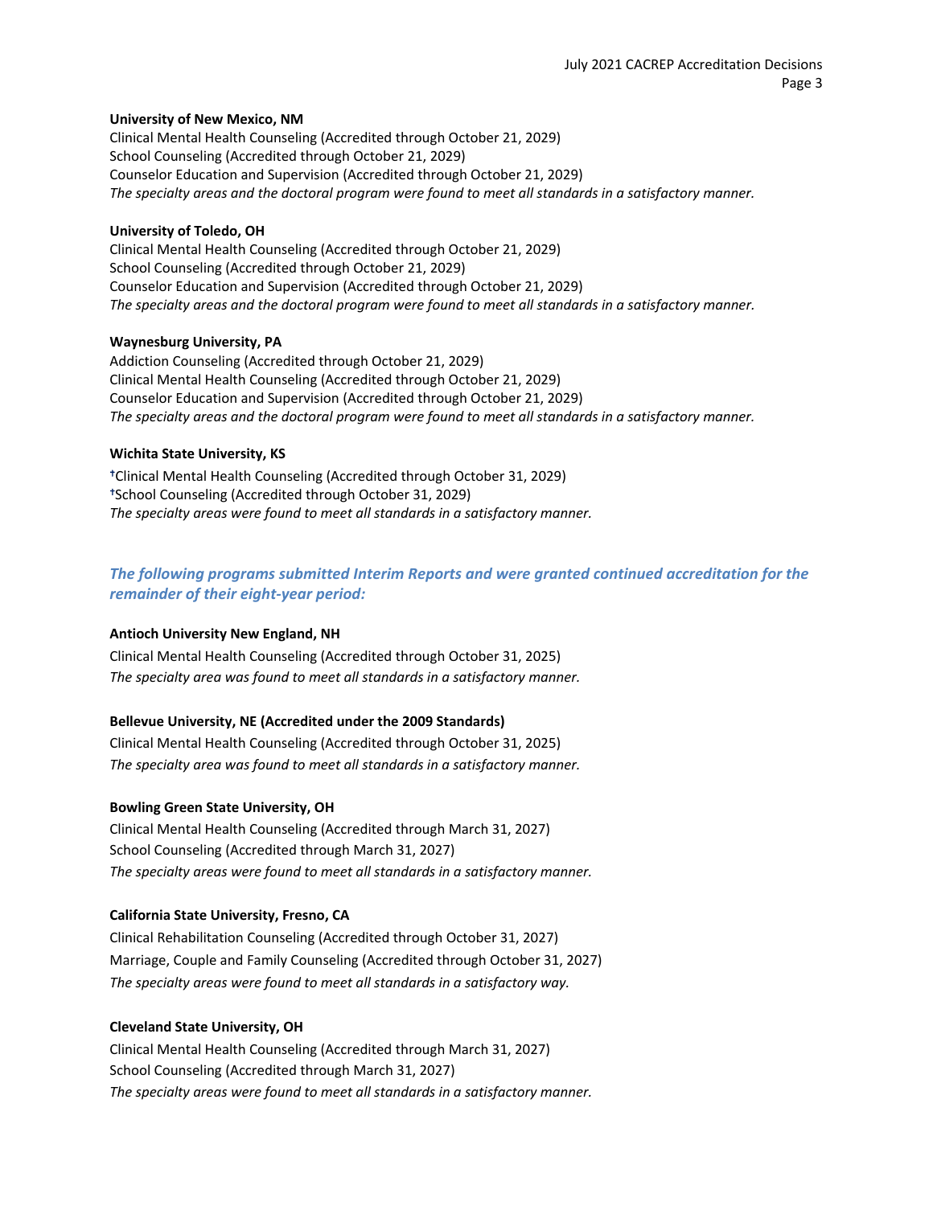**University of New Mexico, NM**
Clinical Mental Health Counseling (Accredited through October 21, 2029)
School Counseling (Accredited through October 21, 2029)
Counselor Education and Supervision (Accredited through October 21, 2029)
*The specialty areas and the doctoral program were found to meet all standards in a satisfactory manner.*

**University of Toledo, OH**
Clinical Mental Health Counseling (Accredited through October 21, 2029)
School Counseling (Accredited through October 21, 2029)
Counselor Education and Supervision (Accredited through October 21, 2029)
*The specialty areas and the doctoral program were found to meet all standards in a satisfactory manner.*

**Waynesburg University, PA**
Addiction Counseling (Accredited through October 21, 2029)
Clinical Mental Health Counseling (Accredited through October 21, 2029)
Counselor Education and Supervision (Accredited through October 21, 2029)
*The specialty areas and the doctoral program were found to meet all standards in a satisfactory manner.*

**Wichita State University, KS**
†Clinical Mental Health Counseling (Accredited through October 31, 2029)
†School Counseling (Accredited through October 31, 2029)
*The specialty areas were found to meet all standards in a satisfactory manner.*

### *The following programs submitted Interim Reports and were granted continued accreditation for the remainder of their eight-year period:*

**Antioch University New England, NH**
Clinical Mental Health Counseling (Accredited through October 31, 2025)
*The specialty area was found to meet all standards in a satisfactory manner.*

**Bellevue University, NE (Accredited under the 2009 Standards)**
Clinical Mental Health Counseling (Accredited through October 31, 2025)
*The specialty area was found to meet all standards in a satisfactory manner.*

**Bowling Green State University, OH**
Clinical Mental Health Counseling (Accredited through March 31, 2027)
School Counseling (Accredited through March 31, 2027)
*The specialty areas were found to meet all standards in a satisfactory manner.*

**California State University, Fresno, CA**
Clinical Rehabilitation Counseling (Accredited through October 31, 2027)
Marriage, Couple and Family Counseling (Accredited through October 31, 2027)
*The specialty areas were found to meet all standards in a satisfactory way.*

**Cleveland State University, OH**
Clinical Mental Health Counseling (Accredited through March 31, 2027)
School Counseling (Accredited through March 31, 2027)
*The specialty areas were found to meet all standards in a satisfactory manner.*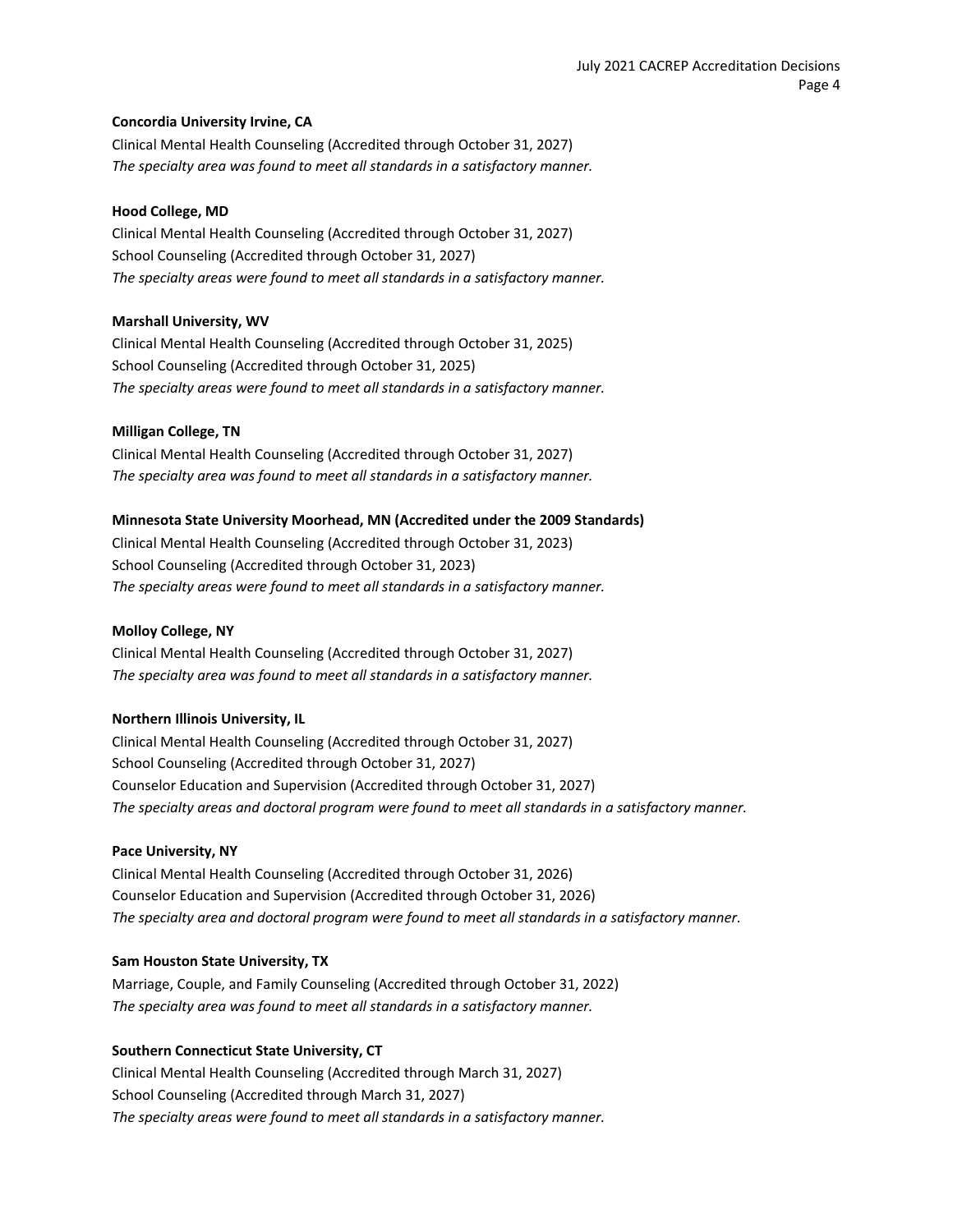**Concordia University Irvine, CA**

Clinical Mental Health Counseling (Accredited through October 31, 2027)

*The specialty area was found to meet all standards in a satisfactory manner.*

**Hood College, MD**

Clinical Mental Health Counseling (Accredited through October 31, 2027)

School Counseling (Accredited through October 31, 2027)

*The specialty areas were found to meet all standards in a satisfactory manner.*

**Marshall University, WV**

Clinical Mental Health Counseling (Accredited through October 31, 2025)

School Counseling (Accredited through October 31, 2025)

*The specialty areas were found to meet all standards in a satisfactory manner.*

**Milligan College, TN**

Clinical Mental Health Counseling (Accredited through October 31, 2027)

*The specialty area was found to meet all standards in a satisfactory manner.*

**Minnesota State University Moorhead, MN (Accredited under the 2009 Standards)**

Clinical Mental Health Counseling (Accredited through October 31, 2023)

School Counseling (Accredited through October 31, 2023)

*The specialty areas were found to meet all standards in a satisfactory manner.*

**Molloy College, NY**

Clinical Mental Health Counseling (Accredited through October 31, 2027)

*The specialty area was found to meet all standards in a satisfactory manner.*

**Northern Illinois University, IL**

Clinical Mental Health Counseling (Accredited through October 31, 2027)

School Counseling (Accredited through October 31, 2027)

Counselor Education and Supervision (Accredited through October 31, 2027)

*The specialty areas and doctoral program were found to meet all standards in a satisfactory manner.*

**Pace University, NY**

Clinical Mental Health Counseling (Accredited through October 31, 2026)

Counselor Education and Supervision (Accredited through October 31, 2026)

*The specialty area and doctoral program were found to meet all standards in a satisfactory manner.*

**Sam Houston State University, TX**

Marriage, Couple, and Family Counseling (Accredited through October 31, 2022)

*The specialty area was found to meet all standards in a satisfactory manner.*

**Southern Connecticut State University, CT**

Clinical Mental Health Counseling (Accredited through March 31, 2027)

School Counseling (Accredited through March 31, 2027)

*The specialty areas were found to meet all standards in a satisfactory manner.*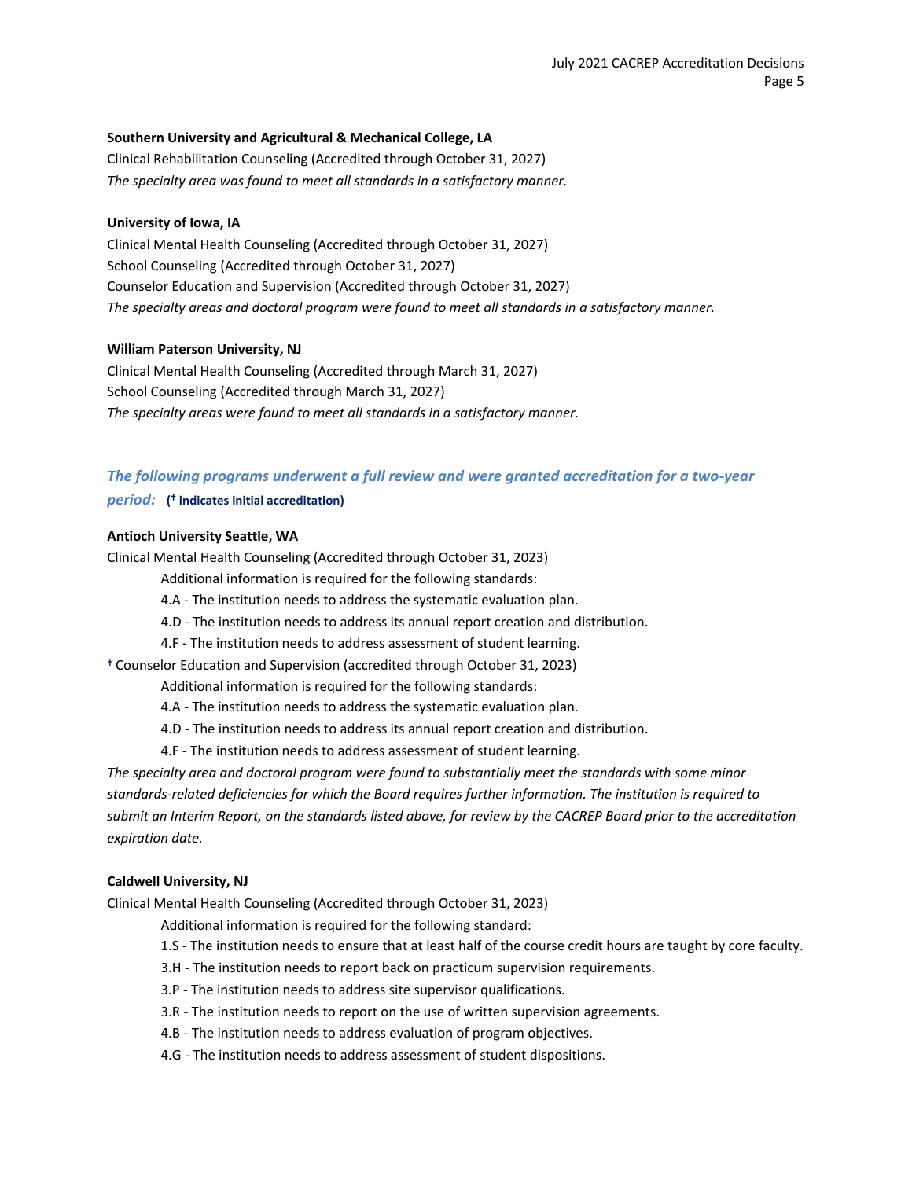**Southern University and Agricultural & Mechanical College, LA**

Clinical Rehabilitation Counseling (Accredited through October 31, 2027)

*The specialty area was found to meet all standards in a satisfactory manner.*

**University of Iowa, IA**

Clinical Mental Health Counseling (Accredited through October 31, 2027)

School Counseling (Accredited through October 31, 2027)

Counselor Education and Supervision (Accredited through October 31, 2027)

*The specialty areas and doctoral program were found to meet all standards in a satisfactory manner.*

**William Paterson University, NJ**

Clinical Mental Health Counseling (Accredited through March 31, 2027)

School Counseling (Accredited through March 31, 2027)

*The specialty areas were found to meet all standards in a satisfactory manner.*

## *The following programs underwent a full review and were granted accreditation for a two-year period:* **(† indicates initial accreditation)**

**Antioch University Seattle, WA**

Clinical Mental Health Counseling (Accredited through October 31, 2023)

Additional information is required for the following standards:

4.A - The institution needs to address the systematic evaluation plan.

4.D - The institution needs to address its annual report creation and distribution.

4.F - The institution needs to address assessment of student learning.

† Counselor Education and Supervision (accredited through October 31, 2023)

Additional information is required for the following standards:

4.A - The institution needs to address the systematic evaluation plan.

4.D - The institution needs to address its annual report creation and distribution.

4.F - The institution needs to address assessment of student learning.

*The specialty area and doctoral program were found to substantially meet the standards with some minor standards-related deficiencies for which the Board requires further information. The institution is required to submit an Interim Report, on the standards listed above, for review by the CACREP Board prior to the accreditation expiration date.*

**Caldwell University, NJ**

Clinical Mental Health Counseling (Accredited through October 31, 2023)

Additional information is required for the following standard:

1.S - The institution needs to ensure that at least half of the course credit hours are taught by core faculty.

3.H - The institution needs to report back on practicum supervision requirements.

3.P - The institution needs to address site supervisor qualifications.

3.R - The institution needs to report on the use of written supervision agreements.

4.B - The institution needs to address evaluation of program objectives.

4.G - The institution needs to address assessment of student dispositions.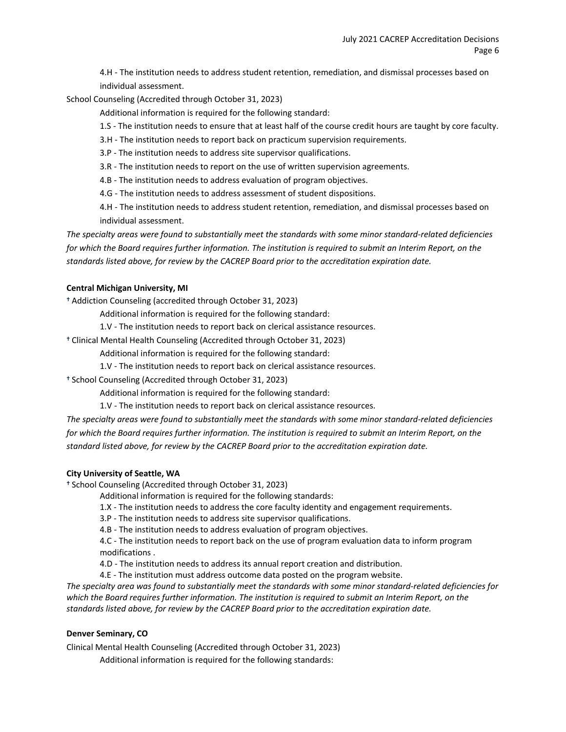4.H - The institution needs to address student retention, remediation, and dismissal processes based on individual assessment.

School Counseling (Accredited through October 31, 2023)

Additional information is required for the following standard:

1.S - The institution needs to ensure that at least half of the course credit hours are taught by core faculty.

3.H - The institution needs to report back on practicum supervision requirements.

3.P - The institution needs to address site supervisor qualifications.

3.R - The institution needs to report on the use of written supervision agreements.

4.B - The institution needs to address evaluation of program objectives.

4.G - The institution needs to address assessment of student dispositions.

4.H - The institution needs to address student retention, remediation, and dismissal processes based on individual assessment.

*The specialty areas were found to substantially meet the standards with some minor standard-related deficiencies for which the Board requires further information. The institution is required to submit an Interim Report, on the standards listed above, for review by the CACREP Board prior to the accreditation expiration date.*

**Central Michigan University, MI**

† Addiction Counseling (accredited through October 31, 2023)

Additional information is required for the following standard:

1.V - The institution needs to report back on clerical assistance resources.

† Clinical Mental Health Counseling (Accredited through October 31, 2023)

Additional information is required for the following standard:

1.V - The institution needs to report back on clerical assistance resources.

† School Counseling (Accredited through October 31, 2023)

Additional information is required for the following standard:

1.V - The institution needs to report back on clerical assistance resources.

*The specialty areas were found to substantially meet the standards with some minor standard-related deficiencies for which the Board requires further information. The institution is required to submit an Interim Report, on the standard listed above, for review by the CACREP Board prior to the accreditation expiration date.*

**City University of Seattle, WA**

† School Counseling (Accredited through October 31, 2023)

Additional information is required for the following standards:

1.X - The institution needs to address the core faculty identity and engagement requirements.

3.P - The institution needs to address site supervisor qualifications.

4.B - The institution needs to address evaluation of program objectives.

4.C - The institution needs to report back on the use of program evaluation data to inform program modifications .

4.D - The institution needs to address its annual report creation and distribution.

4.E - The institution must address outcome data posted on the program website.

*The specialty area was found to substantially meet the standards with some minor standard-related deficiencies for which the Board requires further information. The institution is required to submit an Interim Report, on the standards listed above, for review by the CACREP Board prior to the accreditation expiration date.*

**Denver Seminary, CO**

Clinical Mental Health Counseling (Accredited through October 31, 2023)

Additional information is required for the following standards: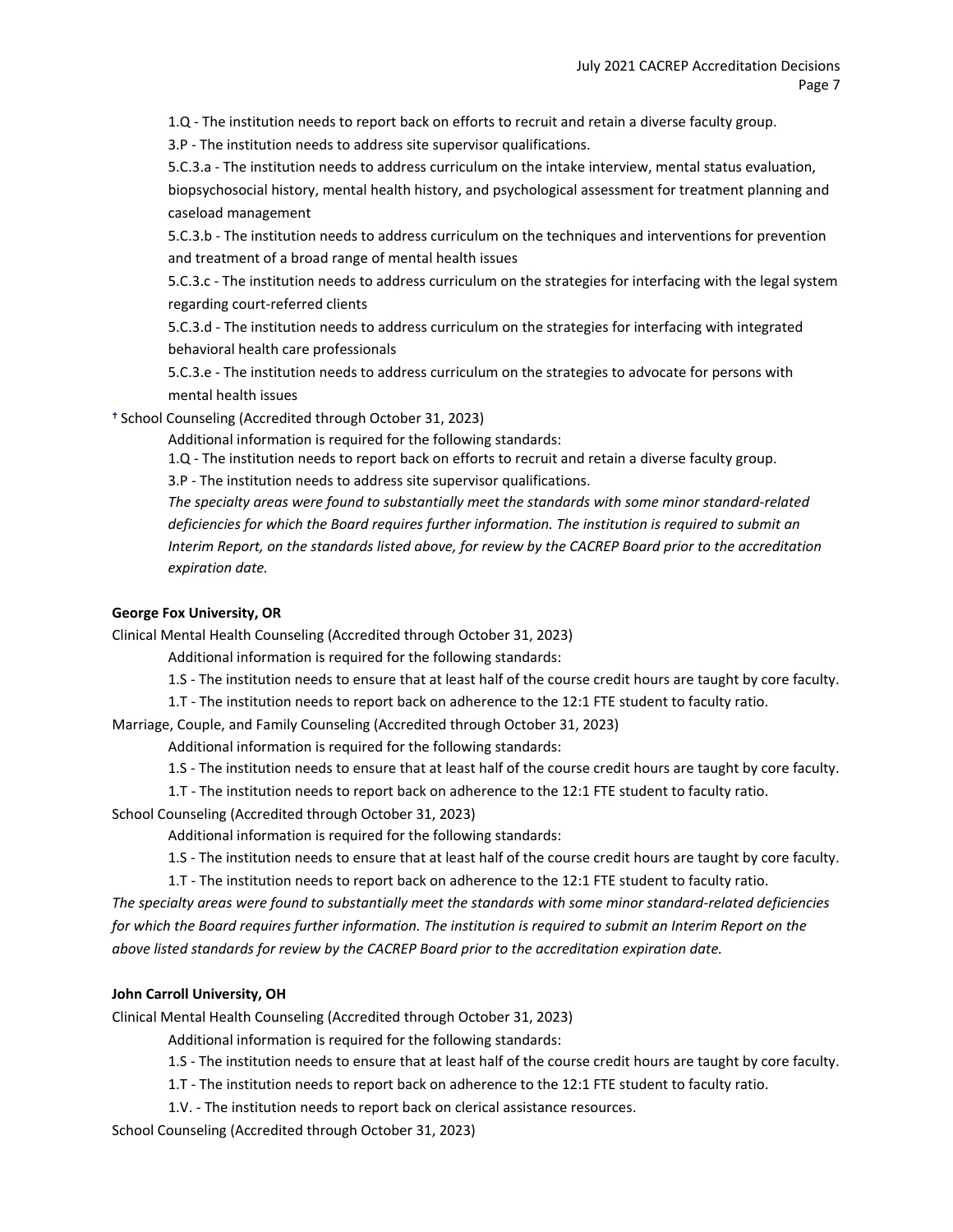1.Q - The institution needs to report back on efforts to recruit and retain a diverse faculty group.

3.P - The institution needs to address site supervisor qualifications.

5.C.3.a - The institution needs to address curriculum on the intake interview, mental status evaluation, biopsychosocial history, mental health history, and psychological assessment for treatment planning and caseload management

5.C.3.b - The institution needs to address curriculum on the techniques and interventions for prevention and treatment of a broad range of mental health issues

5.C.3.c - The institution needs to address curriculum on the strategies for interfacing with the legal system regarding court-referred clients

5.C.3.d - The institution needs to address curriculum on the strategies for interfacing with integrated behavioral health care professionals

5.C.3.e - The institution needs to address curriculum on the strategies to advocate for persons with mental health issues

† School Counseling (Accredited through October 31, 2023)

Additional information is required for the following standards:

1.Q - The institution needs to report back on efforts to recruit and retain a diverse faculty group.

3.P - The institution needs to address site supervisor qualifications.

*The specialty areas were found to substantially meet the standards with some minor standard-related deficiencies for which the Board requires further information. The institution is required to submit an Interim Report, on the standards listed above, for review by the CACREP Board prior to the accreditation expiration date.*

**George Fox University, OR**

Clinical Mental Health Counseling (Accredited through October 31, 2023)

Additional information is required for the following standards:

1.S - The institution needs to ensure that at least half of the course credit hours are taught by core faculty.

1.T - The institution needs to report back on adherence to the 12:1 FTE student to faculty ratio.

Marriage, Couple, and Family Counseling (Accredited through October 31, 2023)

Additional information is required for the following standards:

1.S - The institution needs to ensure that at least half of the course credit hours are taught by core faculty.

1.T - The institution needs to report back on adherence to the 12:1 FTE student to faculty ratio.

School Counseling (Accredited through October 31, 2023)

Additional information is required for the following standards:

1.S - The institution needs to ensure that at least half of the course credit hours are taught by core faculty.

1.T - The institution needs to report back on adherence to the 12:1 FTE student to faculty ratio.

*The specialty areas were found to substantially meet the standards with some minor standard-related deficiencies for which the Board requires further information. The institution is required to submit an Interim Report on the above listed standards for review by the CACREP Board prior to the accreditation expiration date.*

**John Carroll University, OH**

Clinical Mental Health Counseling (Accredited through October 31, 2023)

Additional information is required for the following standards:

1.S - The institution needs to ensure that at least half of the course credit hours are taught by core faculty.

1.T - The institution needs to report back on adherence to the 12:1 FTE student to faculty ratio.

1.V. - The institution needs to report back on clerical assistance resources.

School Counseling (Accredited through October 31, 2023)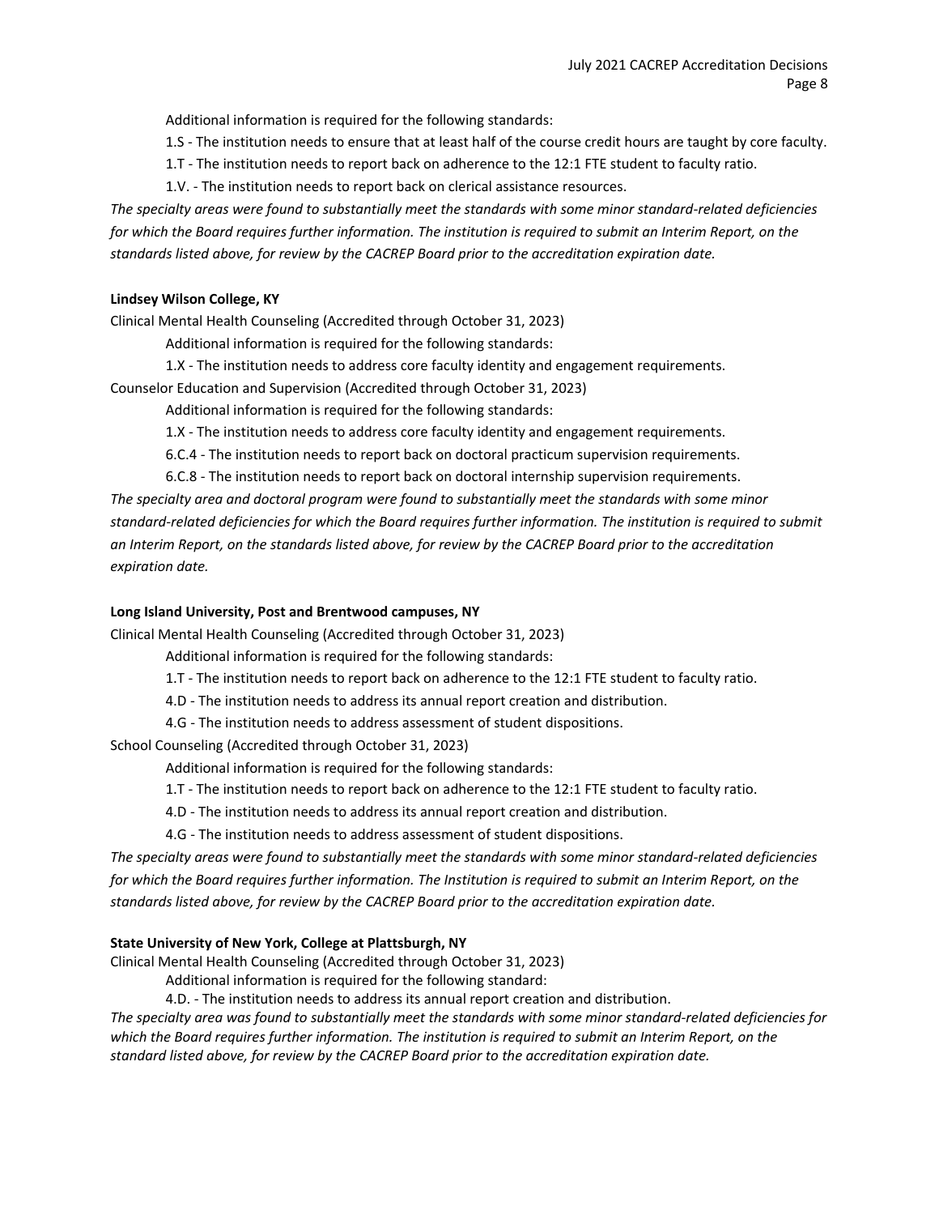Additional information is required for the following standards:

1.S - The institution needs to ensure that at least half of the course credit hours are taught by core faculty.

1.T - The institution needs to report back on adherence to the 12:1 FTE student to faculty ratio.

1.V. - The institution needs to report back on clerical assistance resources.

*The specialty areas were found to substantially meet the standards with some minor standard-related deficiencies for which the Board requires further information. The institution is required to submit an Interim Report, on the standards listed above, for review by the CACREP Board prior to the accreditation expiration date.*

**Lindsey Wilson College, KY**

Clinical Mental Health Counseling (Accredited through October 31, 2023)

Additional information is required for the following standards:

1.X - The institution needs to address core faculty identity and engagement requirements.

Counselor Education and Supervision (Accredited through October 31, 2023)

Additional information is required for the following standards:

1.X - The institution needs to address core faculty identity and engagement requirements.

6.C.4 - The institution needs to report back on doctoral practicum supervision requirements.

6.C.8 - The institution needs to report back on doctoral internship supervision requirements.

*The specialty area and doctoral program were found to substantially meet the standards with some minor standard-related deficiencies for which the Board requires further information. The institution is required to submit an Interim Report, on the standards listed above, for review by the CACREP Board prior to the accreditation expiration date.*

**Long Island University, Post and Brentwood campuses, NY**

Clinical Mental Health Counseling (Accredited through October 31, 2023)

Additional information is required for the following standards:

1.T - The institution needs to report back on adherence to the 12:1 FTE student to faculty ratio.

4.D - The institution needs to address its annual report creation and distribution.

4.G - The institution needs to address assessment of student dispositions.

School Counseling (Accredited through October 31, 2023)

Additional information is required for the following standards:

1.T - The institution needs to report back on adherence to the 12:1 FTE student to faculty ratio.

4.D - The institution needs to address its annual report creation and distribution.

4.G - The institution needs to address assessment of student dispositions.

*The specialty areas were found to substantially meet the standards with some minor standard-related deficiencies for which the Board requires further information. The Institution is required to submit an Interim Report, on the standards listed above, for review by the CACREP Board prior to the accreditation expiration date.*

**State University of New York, College at Plattsburgh, NY**

Clinical Mental Health Counseling (Accredited through October 31, 2023)

Additional information is required for the following standard:

4.D. - The institution needs to address its annual report creation and distribution.

*The specialty area was found to substantially meet the standards with some minor standard-related deficiencies for which the Board requires further information. The institution is required to submit an Interim Report, on the standard listed above, for review by the CACREP Board prior to the accreditation expiration date.*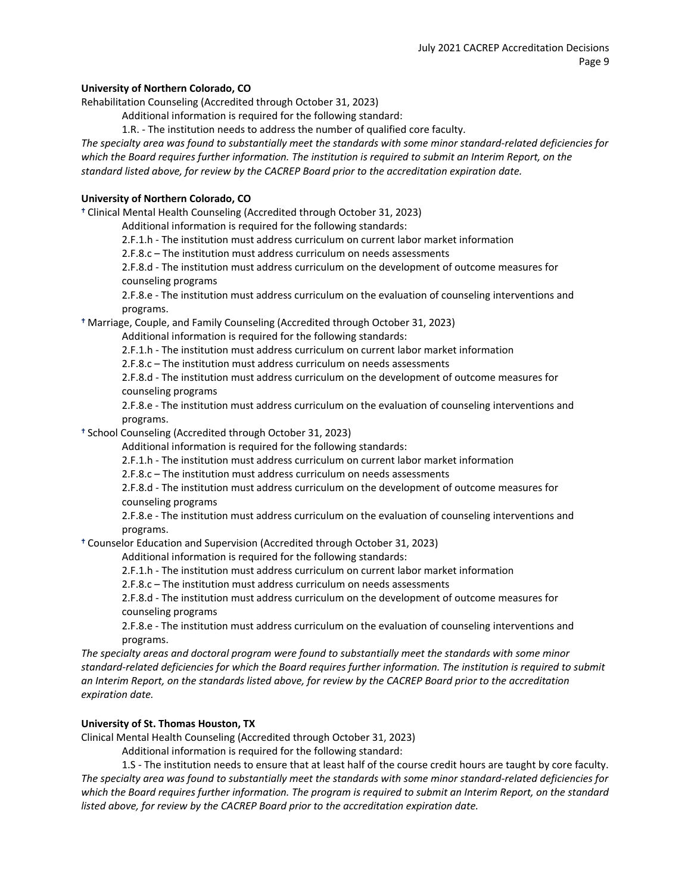**University of Northern Colorado, CO**

Rehabilitation Counseling (Accredited through October 31, 2023)

Additional information is required for the following standard:

1.R. - The institution needs to address the number of qualified core faculty.

*The specialty area was found to substantially meet the standards with some minor standard-related deficiencies for which the Board requires further information. The institution is required to submit an Interim Report, on the standard listed above, for review by the CACREP Board prior to the accreditation expiration date.*

**University of Northern Colorado, CO**

† Clinical Mental Health Counseling (Accredited through October 31, 2023)

Additional information is required for the following standards:

2.F.1.h - The institution must address curriculum on current labor market information

2.F.8.c – The institution must address curriculum on needs assessments

2.F.8.d - The institution must address curriculum on the development of outcome measures for counseling programs

2.F.8.e - The institution must address curriculum on the evaluation of counseling interventions and programs.

† Marriage, Couple, and Family Counseling (Accredited through October 31, 2023)

Additional information is required for the following standards:

2.F.1.h - The institution must address curriculum on current labor market information

2.F.8.c – The institution must address curriculum on needs assessments

2.F.8.d - The institution must address curriculum on the development of outcome measures for counseling programs

2.F.8.e - The institution must address curriculum on the evaluation of counseling interventions and programs.

† School Counseling (Accredited through October 31, 2023)

Additional information is required for the following standards:

2.F.1.h - The institution must address curriculum on current labor market information

2.F.8.c – The institution must address curriculum on needs assessments

2.F.8.d - The institution must address curriculum on the development of outcome measures for counseling programs

2.F.8.e - The institution must address curriculum on the evaluation of counseling interventions and programs.

† Counselor Education and Supervision (Accredited through October 31, 2023)

Additional information is required for the following standards:

2.F.1.h - The institution must address curriculum on current labor market information

2.F.8.c – The institution must address curriculum on needs assessments

2.F.8.d - The institution must address curriculum on the development of outcome measures for counseling programs

2.F.8.e - The institution must address curriculum on the evaluation of counseling interventions and programs.

*The specialty areas and doctoral program were found to substantially meet the standards with some minor standard-related deficiencies for which the Board requires further information. The institution is required to submit an Interim Report, on the standards listed above, for review by the CACREP Board prior to the accreditation expiration date.*

**University of St. Thomas Houston, TX**

Clinical Mental Health Counseling (Accredited through October 31, 2023)

Additional information is required for the following standard:

1.S - The institution needs to ensure that at least half of the course credit hours are taught by core faculty.

*The specialty area was found to substantially meet the standards with some minor standard-related deficiencies for which the Board requires further information. The program is required to submit an Interim Report, on the standard listed above, for review by the CACREP Board prior to the accreditation expiration date.*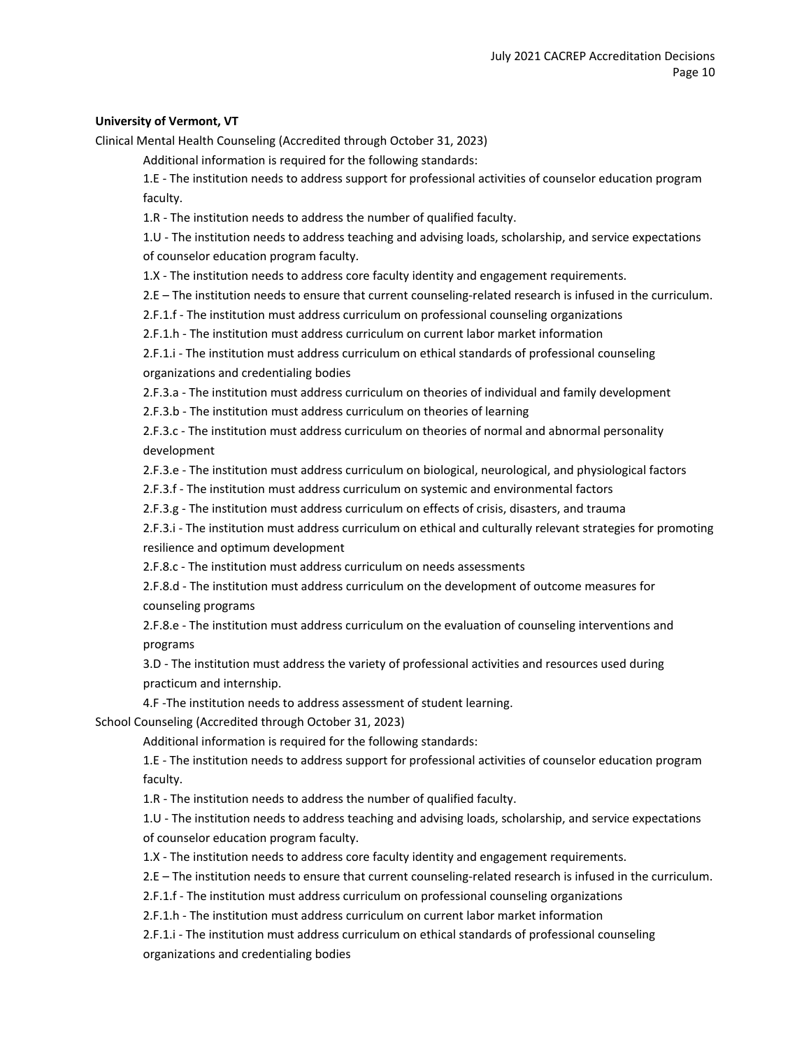**University of Vermont, VT**

Clinical Mental Health Counseling (Accredited through October 31, 2023)

Additional information is required for the following standards:

1.E - The institution needs to address support for professional activities of counselor education program faculty.

1.R - The institution needs to address the number of qualified faculty.

1.U - The institution needs to address teaching and advising loads, scholarship, and service expectations of counselor education program faculty.

1.X - The institution needs to address core faculty identity and engagement requirements.

2.E – The institution needs to ensure that current counseling-related research is infused in the curriculum.

2.F.1.f - The institution must address curriculum on professional counseling organizations

2.F.1.h - The institution must address curriculum on current labor market information

2.F.1.i - The institution must address curriculum on ethical standards of professional counseling organizations and credentialing bodies

2.F.3.a - The institution must address curriculum on theories of individual and family development

2.F.3.b - The institution must address curriculum on theories of learning

2.F.3.c - The institution must address curriculum on theories of normal and abnormal personality development

2.F.3.e - The institution must address curriculum on biological, neurological, and physiological factors

2.F.3.f - The institution must address curriculum on systemic and environmental factors

2.F.3.g - The institution must address curriculum on effects of crisis, disasters, and trauma

2.F.3.i - The institution must address curriculum on ethical and culturally relevant strategies for promoting resilience and optimum development

2.F.8.c - The institution must address curriculum on needs assessments

2.F.8.d - The institution must address curriculum on the development of outcome measures for counseling programs

2.F.8.e - The institution must address curriculum on the evaluation of counseling interventions and programs

3.D - The institution must address the variety of professional activities and resources used during practicum and internship.

4.F -The institution needs to address assessment of student learning.

School Counseling (Accredited through October 31, 2023)

Additional information is required for the following standards:

1.E - The institution needs to address support for professional activities of counselor education program faculty.

1.R - The institution needs to address the number of qualified faculty.

1.U - The institution needs to address teaching and advising loads, scholarship, and service expectations of counselor education program faculty.

1.X - The institution needs to address core faculty identity and engagement requirements.

2.E – The institution needs to ensure that current counseling-related research is infused in the curriculum.

2.F.1.f - The institution must address curriculum on professional counseling organizations

2.F.1.h - The institution must address curriculum on current labor market information

2.F.1.i - The institution must address curriculum on ethical standards of professional counseling organizations and credentialing bodies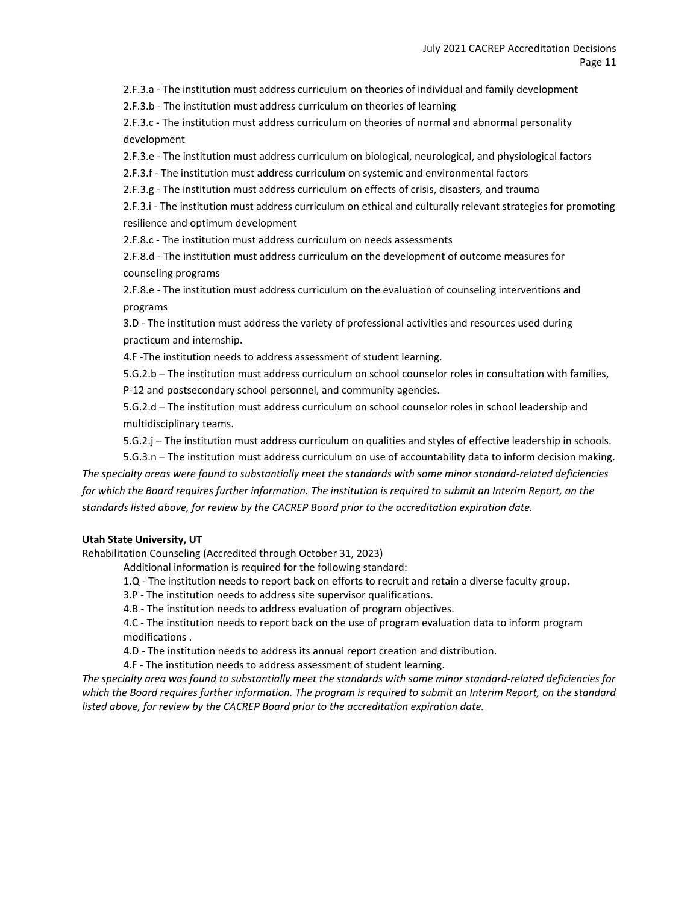2.F.3.a - The institution must address curriculum on theories of individual and family development

2.F.3.b - The institution must address curriculum on theories of learning

2.F.3.c - The institution must address curriculum on theories of normal and abnormal personality development

2.F.3.e - The institution must address curriculum on biological, neurological, and physiological factors

2.F.3.f - The institution must address curriculum on systemic and environmental factors

2.F.3.g - The institution must address curriculum on effects of crisis, disasters, and trauma

2.F.3.i - The institution must address curriculum on ethical and culturally relevant strategies for promoting resilience and optimum development

2.F.8.c - The institution must address curriculum on needs assessments

2.F.8.d - The institution must address curriculum on the development of outcome measures for counseling programs

2.F.8.e - The institution must address curriculum on the evaluation of counseling interventions and programs

3.D - The institution must address the variety of professional activities and resources used during practicum and internship.

4.F -The institution needs to address assessment of student learning.

5.G.2.b – The institution must address curriculum on school counselor roles in consultation with families, P-12 and postsecondary school personnel, and community agencies.

5.G.2.d – The institution must address curriculum on school counselor roles in school leadership and multidisciplinary teams.

5.G.2.j – The institution must address curriculum on qualities and styles of effective leadership in schools.

5.G.3.n – The institution must address curriculum on use of accountability data to inform decision making.

*The specialty areas were found to substantially meet the standards with some minor standard-related deficiencies for which the Board requires further information. The institution is required to submit an Interim Report, on the standards listed above, for review by the CACREP Board prior to the accreditation expiration date.*

**Utah State University, UT**

Rehabilitation Counseling (Accredited through October 31, 2023)

Additional information is required for the following standard:

1.Q - The institution needs to report back on efforts to recruit and retain a diverse faculty group.

3.P - The institution needs to address site supervisor qualifications.

4.B - The institution needs to address evaluation of program objectives.

4.C - The institution needs to report back on the use of program evaluation data to inform program modifications .

4.D - The institution needs to address its annual report creation and distribution.

4.F - The institution needs to address assessment of student learning.

*The specialty area was found to substantially meet the standards with some minor standard-related deficiencies for which the Board requires further information. The program is required to submit an Interim Report, on the standard listed above, for review by the CACREP Board prior to the accreditation expiration date.*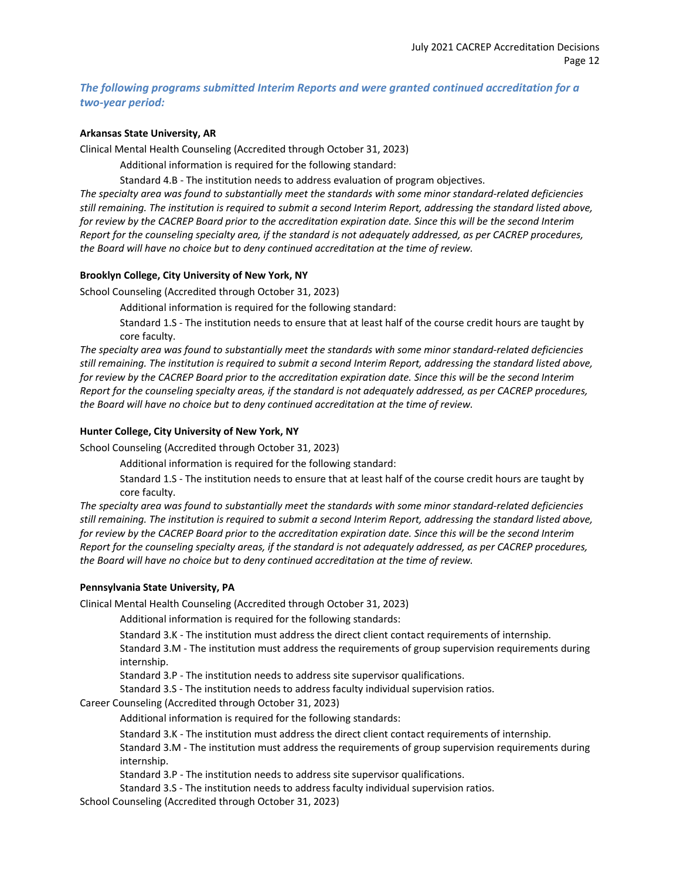***The following programs submitted Interim Reports and were granted continued accreditation for a two-year period:***

**Arkansas State University, AR**

Clinical Mental Health Counseling (Accredited through October 31, 2023)

Additional information is required for the following standard:

Standard 4.B - The institution needs to address evaluation of program objectives.

*The specialty area was found to substantially meet the standards with some minor standard-related deficiencies still remaining. The institution is required to submit a second Interim Report, addressing the standard listed above, for review by the CACREP Board prior to the accreditation expiration date. Since this will be the second Interim Report for the counseling specialty area, if the standard is not adequately addressed, as per CACREP procedures, the Board will have no choice but to deny continued accreditation at the time of review.*

**Brooklyn College, City University of New York, NY**

School Counseling (Accredited through October 31, 2023)

Additional information is required for the following standard:

Standard 1.S - The institution needs to ensure that at least half of the course credit hours are taught by core faculty.

*The specialty area was found to substantially meet the standards with some minor standard-related deficiencies still remaining. The institution is required to submit a second Interim Report, addressing the standard listed above, for review by the CACREP Board prior to the accreditation expiration date. Since this will be the second Interim Report for the counseling specialty areas, if the standard is not adequately addressed, as per CACREP procedures, the Board will have no choice but to deny continued accreditation at the time of review.*

**Hunter College, City University of New York, NY**

School Counseling (Accredited through October 31, 2023)

Additional information is required for the following standard:

Standard 1.S - The institution needs to ensure that at least half of the course credit hours are taught by core faculty.

*The specialty area was found to substantially meet the standards with some minor standard-related deficiencies still remaining. The institution is required to submit a second Interim Report, addressing the standard listed above, for review by the CACREP Board prior to the accreditation expiration date. Since this will be the second Interim Report for the counseling specialty areas, if the standard is not adequately addressed, as per CACREP procedures, the Board will have no choice but to deny continued accreditation at the time of review.*

**Pennsylvania State University, PA**

Clinical Mental Health Counseling (Accredited through October 31, 2023)

Additional information is required for the following standards:

Standard 3.K - The institution must address the direct client contact requirements of internship.

Standard 3.M - The institution must address the requirements of group supervision requirements during internship.

Standard 3.P - The institution needs to address site supervisor qualifications.

Standard 3.S - The institution needs to address faculty individual supervision ratios.

Career Counseling (Accredited through October 31, 2023)

Additional information is required for the following standards:

Standard 3.K - The institution must address the direct client contact requirements of internship.

Standard 3.M - The institution must address the requirements of group supervision requirements during internship.

Standard 3.P - The institution needs to address site supervisor qualifications.

Standard 3.S - The institution needs to address faculty individual supervision ratios.

School Counseling (Accredited through October 31, 2023)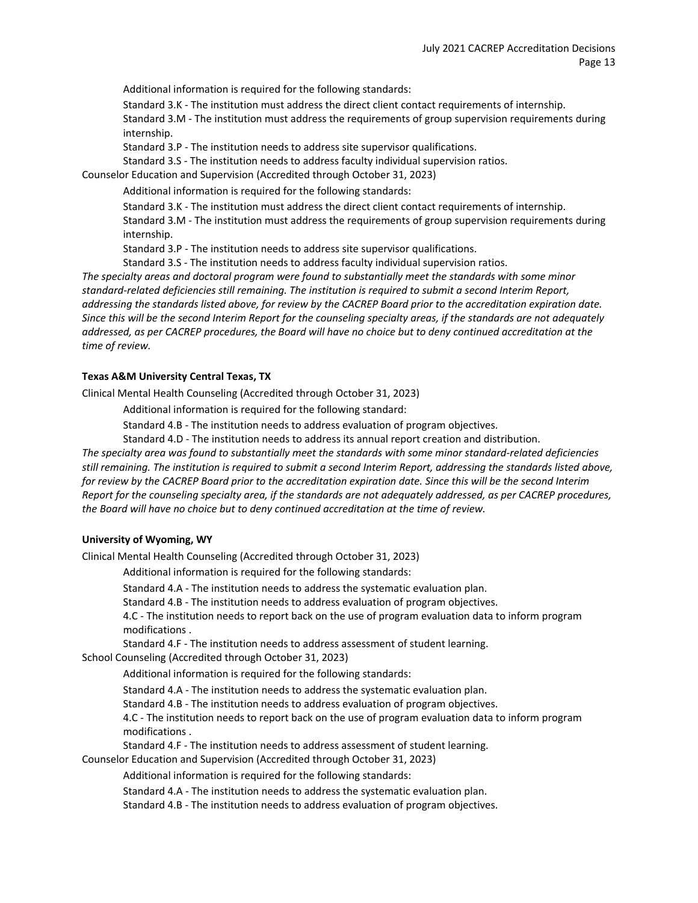Additional information is required for the following standards:

Standard 3.K - The institution must address the direct client contact requirements of internship.

Standard 3.M - The institution must address the requirements of group supervision requirements during internship.

Standard 3.P - The institution needs to address site supervisor qualifications.

Standard 3.S - The institution needs to address faculty individual supervision ratios.

Counselor Education and Supervision (Accredited through October 31, 2023)

Additional information is required for the following standards:

Standard 3.K - The institution must address the direct client contact requirements of internship.

Standard 3.M - The institution must address the requirements of group supervision requirements during internship.

Standard 3.P - The institution needs to address site supervisor qualifications.

Standard 3.S - The institution needs to address faculty individual supervision ratios.

*The specialty areas and doctoral program were found to substantially meet the standards with some minor standard-related deficiencies still remaining. The institution is required to submit a second Interim Report, addressing the standards listed above, for review by the CACREP Board prior to the accreditation expiration date. Since this will be the second Interim Report for the counseling specialty areas, if the standards are not adequately addressed, as per CACREP procedures, the Board will have no choice but to deny continued accreditation at the time of review.*

**Texas A&M University Central Texas, TX**

Clinical Mental Health Counseling (Accredited through October 31, 2023)

Additional information is required for the following standard:

Standard 4.B - The institution needs to address evaluation of program objectives.

Standard 4.D - The institution needs to address its annual report creation and distribution.

*The specialty area was found to substantially meet the standards with some minor standard-related deficiencies still remaining. The institution is required to submit a second Interim Report, addressing the standards listed above, for review by the CACREP Board prior to the accreditation expiration date. Since this will be the second Interim Report for the counseling specialty area, if the standards are not adequately addressed, as per CACREP procedures, the Board will have no choice but to deny continued accreditation at the time of review.*

**University of Wyoming, WY**

Clinical Mental Health Counseling (Accredited through October 31, 2023)

Additional information is required for the following standards:

Standard 4.A - The institution needs to address the systematic evaluation plan.

Standard 4.B - The institution needs to address evaluation of program objectives.

4.C - The institution needs to report back on the use of program evaluation data to inform program modifications .

Standard 4.F - The institution needs to address assessment of student learning.

School Counseling (Accredited through October 31, 2023)

Additional information is required for the following standards:

Standard 4.A - The institution needs to address the systematic evaluation plan.

Standard 4.B - The institution needs to address evaluation of program objectives.

4.C - The institution needs to report back on the use of program evaluation data to inform program modifications .

Standard 4.F - The institution needs to address assessment of student learning.

Counselor Education and Supervision (Accredited through October 31, 2023)

Additional information is required for the following standards:

Standard 4.A - The institution needs to address the systematic evaluation plan.

Standard 4.B - The institution needs to address evaluation of program objectives.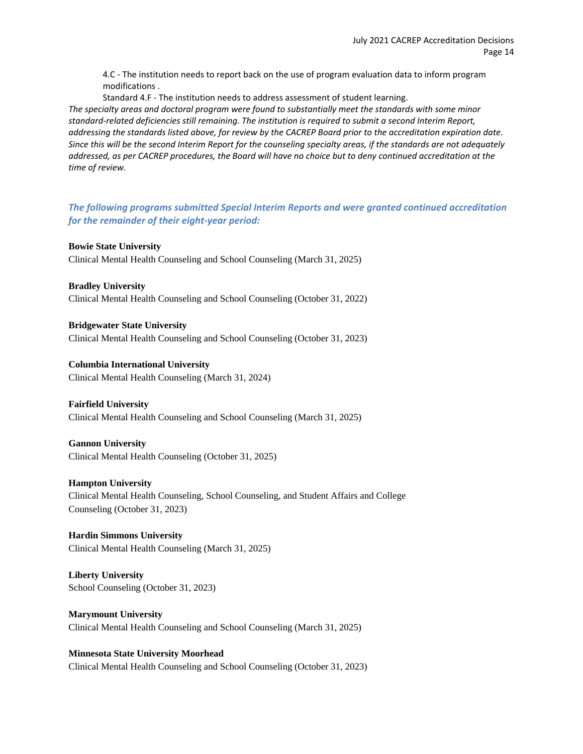4.C - The institution needs to report back on the use of program evaluation data to inform program modifications .

Standard 4.F - The institution needs to address assessment of student learning.

*The specialty areas and doctoral program were found to substantially meet the standards with some minor standard-related deficiencies still remaining. The institution is required to submit a second Interim Report, addressing the standards listed above, for review by the CACREP Board prior to the accreditation expiration date. Since this will be the second Interim Report for the counseling specialty areas, if the standards are not adequately addressed, as per CACREP procedures, the Board will have no choice but to deny continued accreditation at the time of review.*

### *The following programs submitted Special Interim Reports and were granted continued accreditation for the remainder of their eight-year period:*

**Bowie State University**
Clinical Mental Health Counseling and School Counseling (March 31, 2025)

**Bradley University**
Clinical Mental Health Counseling and School Counseling (October 31, 2022)

**Bridgewater State University**
Clinical Mental Health Counseling and School Counseling (October 31, 2023)

**Columbia International University**
Clinical Mental Health Counseling (March 31, 2024)

**Fairfield University**
Clinical Mental Health Counseling and School Counseling (March 31, 2025)

**Gannon University**
Clinical Mental Health Counseling (October 31, 2025)

**Hampton University**
Clinical Mental Health Counseling, School Counseling, and Student Affairs and College Counseling (October 31, 2023)

**Hardin Simmons University**
Clinical Mental Health Counseling (March 31, 2025)

**Liberty University**
School Counseling (October 31, 2023)

**Marymount University**
Clinical Mental Health Counseling and School Counseling (March 31, 2025)

**Minnesota State University Moorhead**
Clinical Mental Health Counseling and School Counseling (October 31, 2023)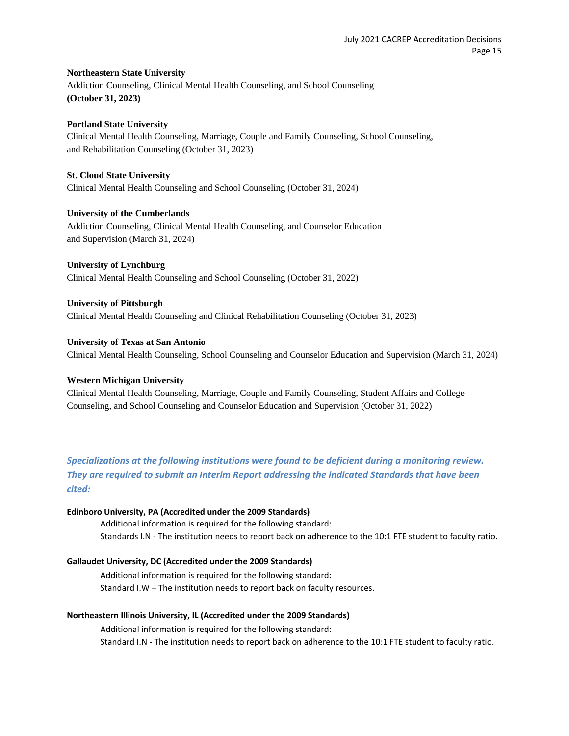**Northeastern State University**
Addiction Counseling, Clinical Mental Health Counseling, and School Counseling
**(October 31, 2023)**

**Portland State University**
Clinical Mental Health Counseling, Marriage, Couple and Family Counseling, School Counseling, and Rehabilitation Counseling (October 31, 2023)

**St. Cloud State University**
Clinical Mental Health Counseling and School Counseling (October 31, 2024)

**University of the Cumberlands**
Addiction Counseling, Clinical Mental Health Counseling, and Counselor Education and Supervision (March 31, 2024)

**University of Lynchburg**
Clinical Mental Health Counseling and School Counseling (October 31, 2022)

**University of Pittsburgh**
Clinical Mental Health Counseling and Clinical Rehabilitation Counseling (October 31, 2023)

**University of Texas at San Antonio**
Clinical Mental Health Counseling, School Counseling and Counselor Education and Supervision (March 31, 2024)

**Western Michigan University**
Clinical Mental Health Counseling, Marriage, Couple and Family Counseling, Student Affairs and College Counseling, and School Counseling and Counselor Education and Supervision (October 31, 2022)

***Specializations at the following institutions were found to be deficient during a monitoring review. They are required to submit an Interim Report addressing the indicated Standards that have been cited:***

**Edinboro University, PA (Accredited under the 2009 Standards)**

Additional information is required for the following standard:
Standards I.N - The institution needs to report back on adherence to the 10:1 FTE student to faculty ratio.

**Gallaudet University, DC (Accredited under the 2009 Standards)**

Additional information is required for the following standard:
Standard I.W – The institution needs to report back on faculty resources.

**Northeastern Illinois University, IL (Accredited under the 2009 Standards)**

Additional information is required for the following standard:
Standard I.N - The institution needs to report back on adherence to the 10:1 FTE student to faculty ratio.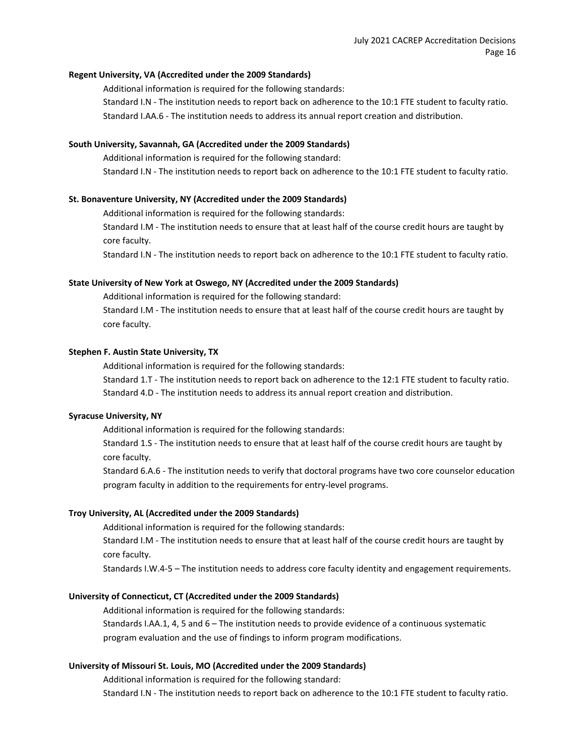**Regent University, VA (Accredited under the 2009 Standards)**

Additional information is required for the following standards:

Standard I.N - The institution needs to report back on adherence to the 10:1 FTE student to faculty ratio.

Standard I.AA.6 - The institution needs to address its annual report creation and distribution.

**South University, Savannah, GA (Accredited under the 2009 Standards)**

Additional information is required for the following standard:

Standard I.N - The institution needs to report back on adherence to the 10:1 FTE student to faculty ratio.

**St. Bonaventure University, NY (Accredited under the 2009 Standards)**

Additional information is required for the following standards:

Standard I.M - The institution needs to ensure that at least half of the course credit hours are taught by core faculty.

Standard I.N - The institution needs to report back on adherence to the 10:1 FTE student to faculty ratio.

**State University of New York at Oswego, NY (Accredited under the 2009 Standards)**

Additional information is required for the following standard:

Standard I.M - The institution needs to ensure that at least half of the course credit hours are taught by core faculty.

**Stephen F. Austin State University, TX**

Additional information is required for the following standards:

Standard 1.T - The institution needs to report back on adherence to the 12:1 FTE student to faculty ratio.

Standard 4.D - The institution needs to address its annual report creation and distribution.

**Syracuse University, NY**

Additional information is required for the following standards:

Standard 1.S - The institution needs to ensure that at least half of the course credit hours are taught by core faculty.

Standard 6.A.6 - The institution needs to verify that doctoral programs have two core counselor education program faculty in addition to the requirements for entry-level programs.

**Troy University, AL (Accredited under the 2009 Standards)**

Additional information is required for the following standards:

Standard I.M - The institution needs to ensure that at least half of the course credit hours are taught by core faculty.

Standards I.W.4-5 – The institution needs to address core faculty identity and engagement requirements.

**University of Connecticut, CT (Accredited under the 2009 Standards)**

Additional information is required for the following standards:

Standards I.AA.1, 4, 5 and 6 – The institution needs to provide evidence of a continuous systematic program evaluation and the use of findings to inform program modifications.

**University of Missouri St. Louis, MO (Accredited under the 2009 Standards)**

Additional information is required for the following standard:

Standard I.N - The institution needs to report back on adherence to the 10:1 FTE student to faculty ratio.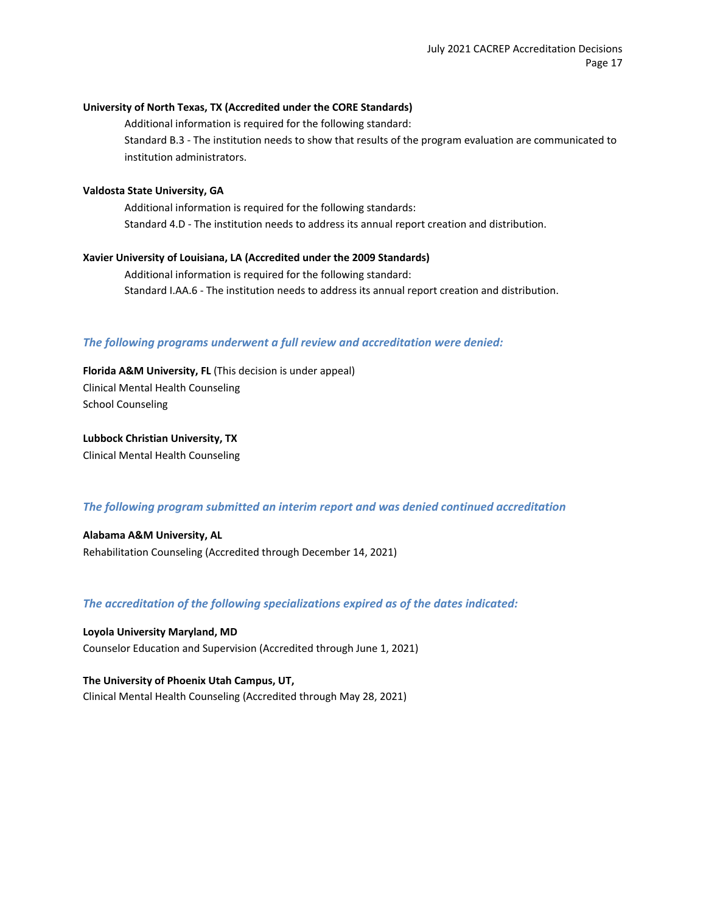**University of North Texas, TX (Accredited under the CORE Standards)**

Additional information is required for the following standard:

Standard B.3 - The institution needs to show that results of the program evaluation are communicated to institution administrators.

**Valdosta State University, GA**

Additional information is required for the following standards:

Standard 4.D - The institution needs to address its annual report creation and distribution.

**Xavier University of Louisiana, LA (Accredited under the 2009 Standards)**

Additional information is required for the following standard:

Standard I.AA.6 - The institution needs to address its annual report creation and distribution.

### *The following programs underwent a full review and accreditation were denied:*

**Florida A&M University, FL** (This decision is under appeal)
Clinical Mental Health Counseling
School Counseling

**Lubbock Christian University, TX**
Clinical Mental Health Counseling

### *The following program submitted an interim report and was denied continued accreditation*

**Alabama A&M University, AL**
Rehabilitation Counseling (Accredited through December 14, 2021)

### *The accreditation of the following specializations expired as of the dates indicated:*

**Loyola University Maryland, MD**
Counselor Education and Supervision (Accredited through June 1, 2021)

**The University of Phoenix Utah Campus, UT,**
Clinical Mental Health Counseling (Accredited through May 28, 2021)